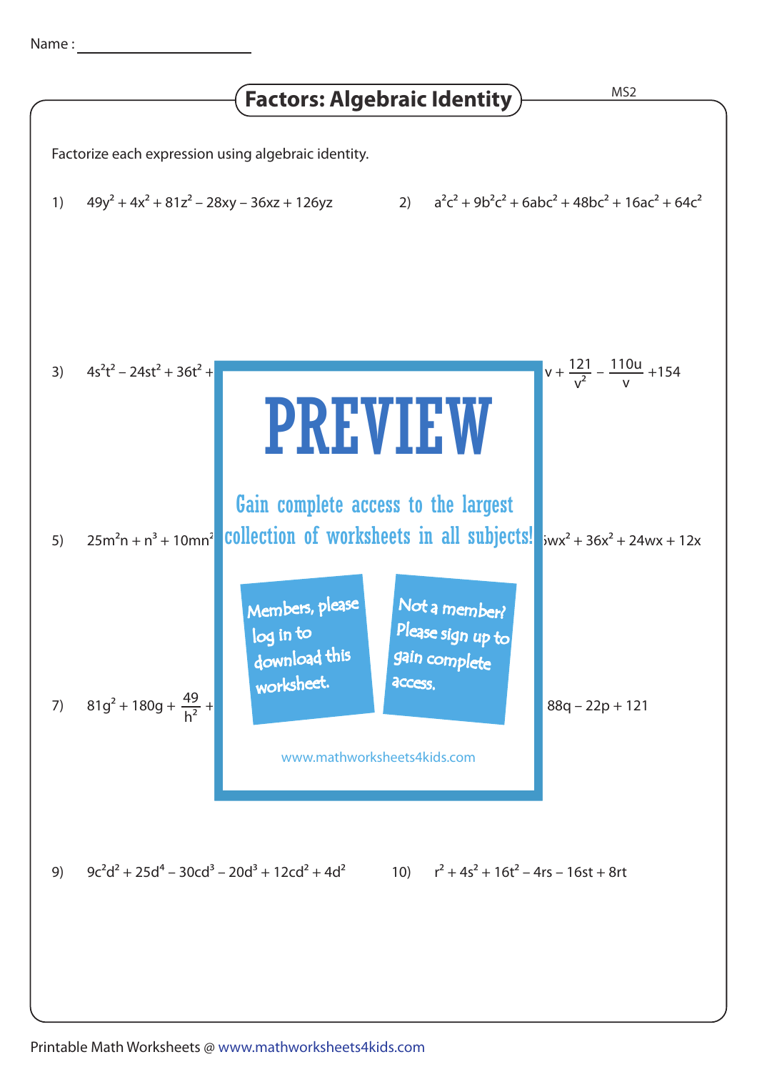Name : ____________________

# Factors: Algebraic Identity

Factorize each expression using algebraic identity.

1) $49y^2 + 4x^2 + 81z^2 - 28xy - 36xz + 126yz$

2) $a^2c^2 + 9b^2c^2 + 6abc^2 + 48bc^2 + 16ac^2 + 64c^2$

3) $4s^2t^2 - 24st^2 + 36t^2 +$ ... $v + \frac{121}{v^2} - \frac{110u}{v} + 154$

PREVIEW

Gain complete access to the largest collection of worksheets in all subjects!

Members, please log in to download this worksheet.

Not a member? Please sign up to gain complete access.

www.mathworksheets4kids.com

5) $25m^2n + n^3 + 10mn^2$ ... $wx^2 + 36x^2 + 24wx + 12x$

7) $81g^2 + 180g + \frac{49}{h^2} +$ ... $88q - 22p + 121$

9) $9c^2d^2 + 25d^4 - 30cd^3 - 20d^3 + 12cd^2 + 4d^2$

10) $r^2 + 4s^2 + 16t^2 - 4rs - 16st + 8rt$

Printable Math Worksheets @ www.mathworksheets4kids.com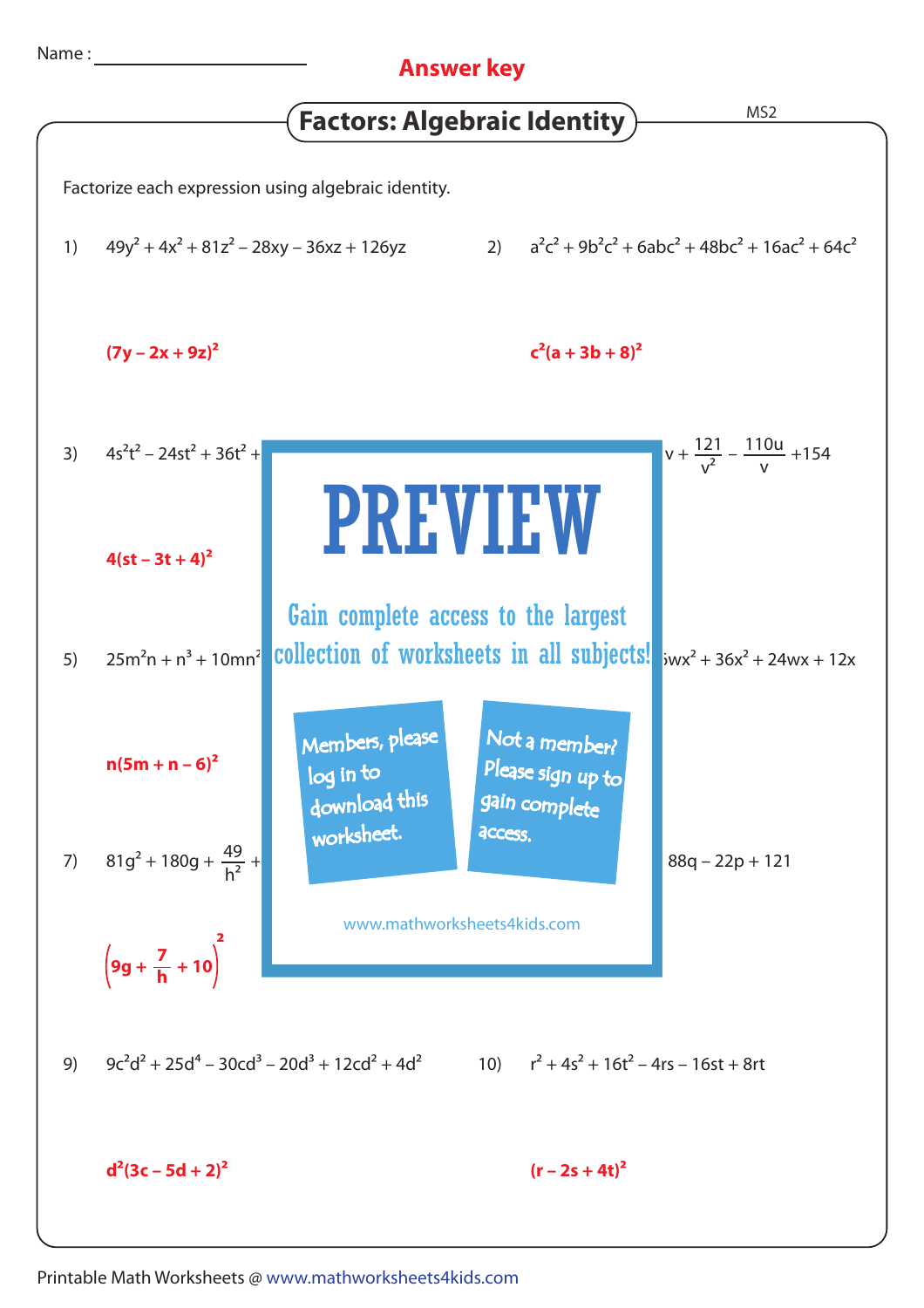Name : ____________________

**Answer key**

# Factors: Algebraic Identity

MS2

Factorize each expression using algebraic identity.

1) $49y^2 + 4x^2 + 81z^2 - 28xy - 36xz + 126yz$

**$(7y - 2x + 9z)^2$**

2) $a^2c^2 + 9b^2c^2 + 6abc^2 + 48bc^2 + 16ac^2 + 64c^2$

**$c^2(a + 3b + 8)^2$**

3) $4s^2t^2 - 24st^2 + 36t^2 +$

**$4(st - 3t + 4)^2$**

4) $v + \frac{121}{v^2} - \frac{110u}{v} + 154$

5) $25m^2n + n^3 + 10mn^2$

**$n(5m + n - 6)^2$**

6) $wx^2 + 36x^2 + 24wx + 12x$

7) $81g^2 + 180g + \frac{49}{h^2} +$

**$\left(9g + \frac{7}{h} + 10\right)^2$**

8) $88q - 22p + 121$

9) $9c^2d^2 + 25d^4 - 30cd^3 - 20d^3 + 12cd^2 + 4d^2$

**$d^2(3c - 5d + 2)^2$**

10) $r^2 + 4s^2 + 16t^2 - 4rs - 16st + 8rt$

**$(r - 2s + 4t)^2$**

PREVIEW

Gain complete access to the largest collection of worksheets in all subjects!

Members, please log in to download this worksheet.

Not a member? Please sign up to gain complete access.

www.mathworksheets4kids.com

Printable Math Worksheets @ www.mathworksheets4kids.com